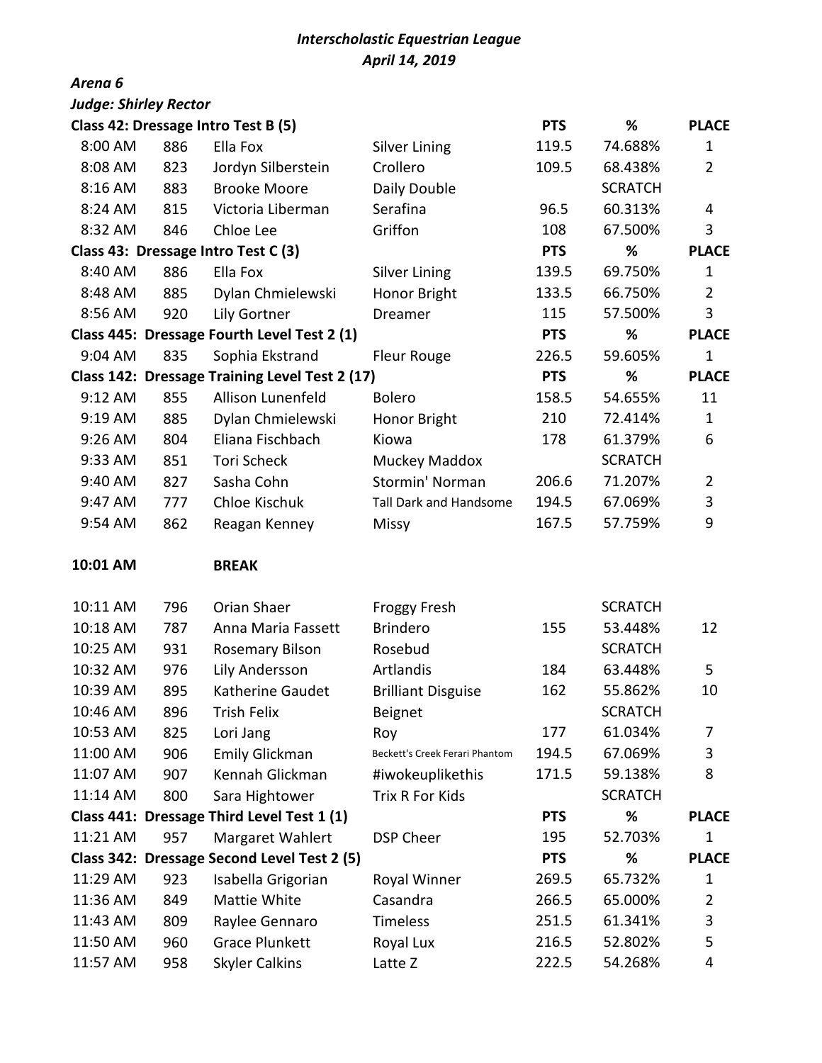## *Interscholastic Equestrian League*
## *April 14, 2019*

***Arena 6***

***Judge: Shirley Rector***

| **Class 42: Dressage Intro Test B (5)** | | | | **PTS** | **%** | **PLACE** |
|---|---|---|---|---|---|---|
| 8:00 AM | 886 | Ella Fox | Silver Lining | 119.5 | 74.688% | 1 |
| 8:08 AM | 823 | Jordyn Silberstein | Crollero | 109.5 | 68.438% | 2 |
| 8:16 AM | 883 | Brooke Moore | Daily Double | | SCRATCH | |
| 8:24 AM | 815 | Victoria Liberman | Serafina | 96.5 | 60.313% | 4 |
| 8:32 AM | 846 | Chloe Lee | Griffon | 108 | 67.500% | 3 |
| **Class 43: Dressage Intro Test C (3)** | | | | **PTS** | **%** | **PLACE** |
| 8:40 AM | 886 | Ella Fox | Silver Lining | 139.5 | 69.750% | 1 |
| 8:48 AM | 885 | Dylan Chmielewski | Honor Bright | 133.5 | 66.750% | 2 |
| 8:56 AM | 920 | Lily Gortner | Dreamer | 115 | 57.500% | 3 |
| **Class 445: Dressage Fourth Level Test 2 (1)** | | | | **PTS** | **%** | **PLACE** |
| 9:04 AM | 835 | Sophia Ekstrand | Fleur Rouge | 226.5 | 59.605% | 1 |
| **Class 142: Dressage Training Level Test 2 (17)** | | | | **PTS** | **%** | **PLACE** |
| 9:12 AM | 855 | Allison Lunenfeld | Bolero | 158.5 | 54.655% | 11 |
| 9:19 AM | 885 | Dylan Chmielewski | Honor Bright | 210 | 72.414% | 1 |
| 9:26 AM | 804 | Eliana Fischbach | Kiowa | 178 | 61.379% | 6 |
| 9:33 AM | 851 | Tori Scheck | Muckey Maddox | | SCRATCH | |
| 9:40 AM | 827 | Sasha Cohn | Stormin' Norman | 206.6 | 71.207% | 2 |
| 9:47 AM | 777 | Chloe Kischuk | Tall Dark and Handsome | 194.5 | 67.069% | 3 |
| 9:54 AM | 862 | Reagan Kenney | Missy | 167.5 | 57.759% | 9 |
| **10:01 AM** | | **BREAK** | | | | |
| 10:11 AM | 796 | Orian Shaer | Froggy Fresh | | SCRATCH | |
| 10:18 AM | 787 | Anna Maria Fassett | Brindero | 155 | 53.448% | 12 |
| 10:25 AM | 931 | Rosemary Bilson | Rosebud | | SCRATCH | |
| 10:32 AM | 976 | Lily Andersson | Artlandis | 184 | 63.448% | 5 |
| 10:39 AM | 895 | Katherine Gaudet | Brilliant Disguise | 162 | 55.862% | 10 |
| 10:46 AM | 896 | Trish Felix | Beignet | | SCRATCH | |
| 10:53 AM | 825 | Lori Jang | Roy | 177 | 61.034% | 7 |
| 11:00 AM | 906 | Emily Glickman | Beckett's Creek Ferari Phantom | 194.5 | 67.069% | 3 |
| 11:07 AM | 907 | Kennah Glickman | #iwokeuplikethis | 171.5 | 59.138% | 8 |
| 11:14 AM | 800 | Sara Hightower | Trix R For Kids | | SCRATCH | |
| **Class 441: Dressage Third Level Test 1 (1)** | | | | **PTS** | **%** | **PLACE** |
| 11:21 AM | 957 | Margaret Wahlert | DSP Cheer | 195 | 52.703% | 1 |
| **Class 342: Dressage Second Level Test 2 (5)** | | | | **PTS** | **%** | **PLACE** |
| 11:29 AM | 923 | Isabella Grigorian | Royal Winner | 269.5 | 65.732% | 1 |
| 11:36 AM | 849 | Mattie White | Casandra | 266.5 | 65.000% | 2 |
| 11:43 AM | 809 | Raylee Gennaro | Timeless | 251.5 | 61.341% | 3 |
| 11:50 AM | 960 | Grace Plunkett | Royal Lux | 216.5 | 52.802% | 5 |
| 11:57 AM | 958 | Skyler Calkins | Latte Z | 222.5 | 54.268% | 4 |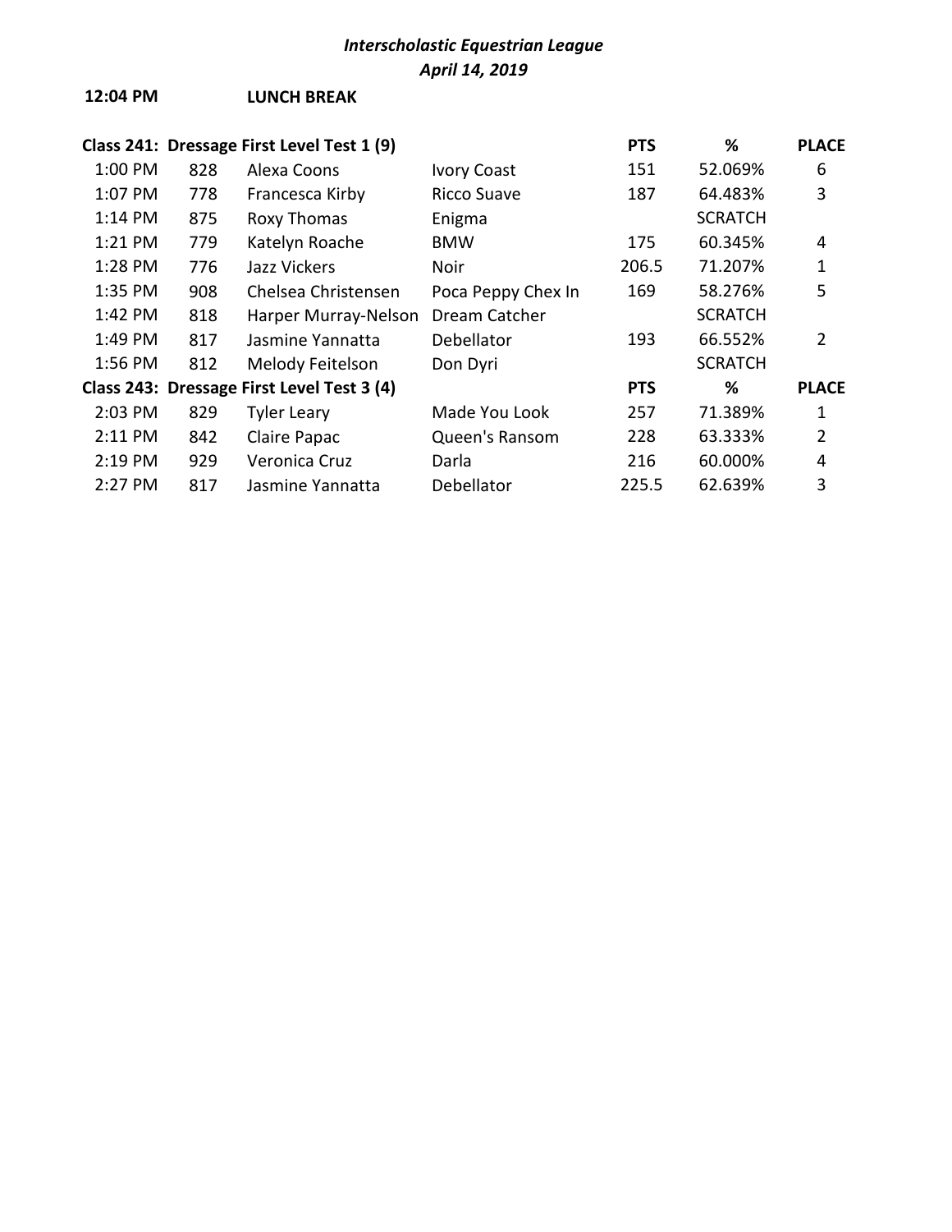*Interscholastic Equestrian League*
*April 14, 2019*

**12:04 PM** **LUNCH BREAK**

| | | | | | | |
|---|---|---|---|---|---|---|
| **Class 241: Dressage First Level Test 1 (9)** | | | | **PTS** | **%** | **PLACE** |
| 1:00 PM | 828 | Alexa Coons | Ivory Coast | 151 | 52.069% | 6 |
| 1:07 PM | 778 | Francesca Kirby | Ricco Suave | 187 | 64.483% | 3 |
| 1:14 PM | 875 | Roxy Thomas | Enigma | | SCRATCH | |
| 1:21 PM | 779 | Katelyn Roache | BMW | 175 | 60.345% | 4 |
| 1:28 PM | 776 | Jazz Vickers | Noir | 206.5 | 71.207% | 1 |
| 1:35 PM | 908 | Chelsea Christensen | Poca Peppy Chex In | 169 | 58.276% | 5 |
| 1:42 PM | 818 | Harper Murray-Nelson | Dream Catcher | | SCRATCH | |
| 1:49 PM | 817 | Jasmine Yannatta | Debellator | 193 | 66.552% | 2 |
| 1:56 PM | 812 | Melody Feitelson | Don Dyri | | SCRATCH | |
| **Class 243: Dressage First Level Test 3 (4)** | | | | **PTS** | **%** | **PLACE** |
| 2:03 PM | 829 | Tyler Leary | Made You Look | 257 | 71.389% | 1 |
| 2:11 PM | 842 | Claire Papac | Queen's Ransom | 228 | 63.333% | 2 |
| 2:19 PM | 929 | Veronica Cruz | Darla | 216 | 60.000% | 4 |
| 2:27 PM | 817 | Jasmine Yannatta | Debellator | 225.5 | 62.639% | 3 |